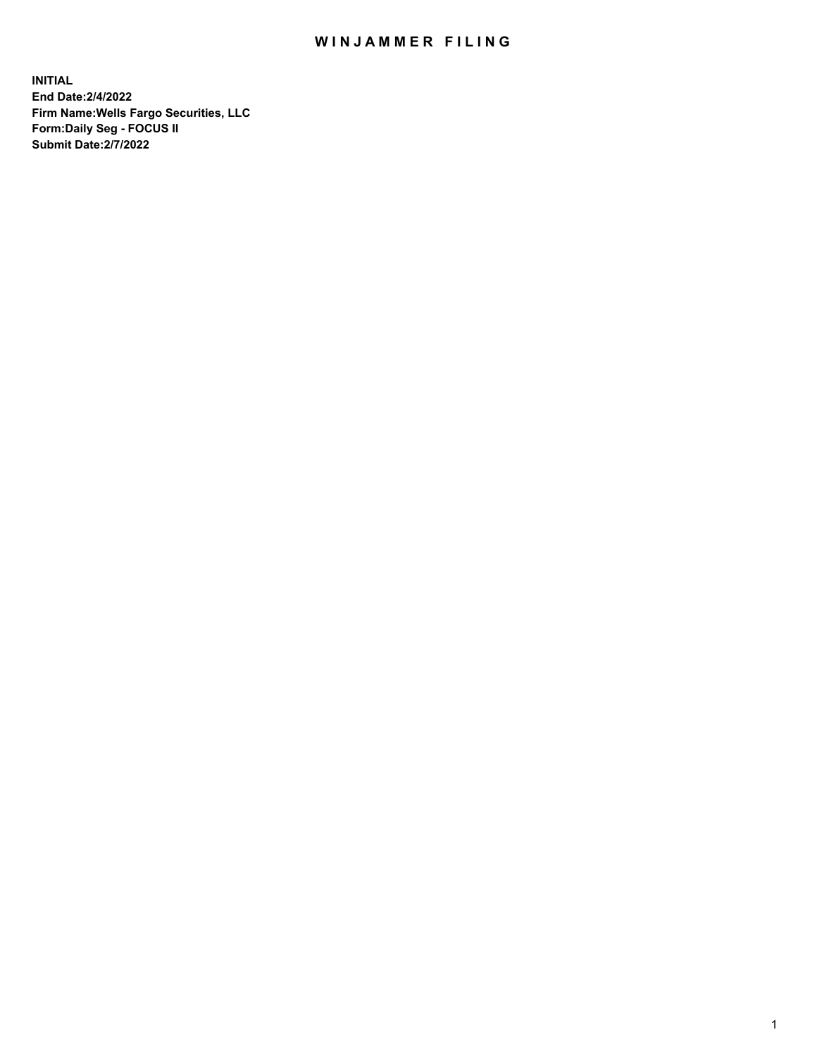# WINJAMMER FILING

**INITIAL**
**End Date:2/4/2022**
**Firm Name:Wells Fargo Securities, LLC**
**Form:Daily Seg - FOCUS II**
**Submit Date:2/7/2022**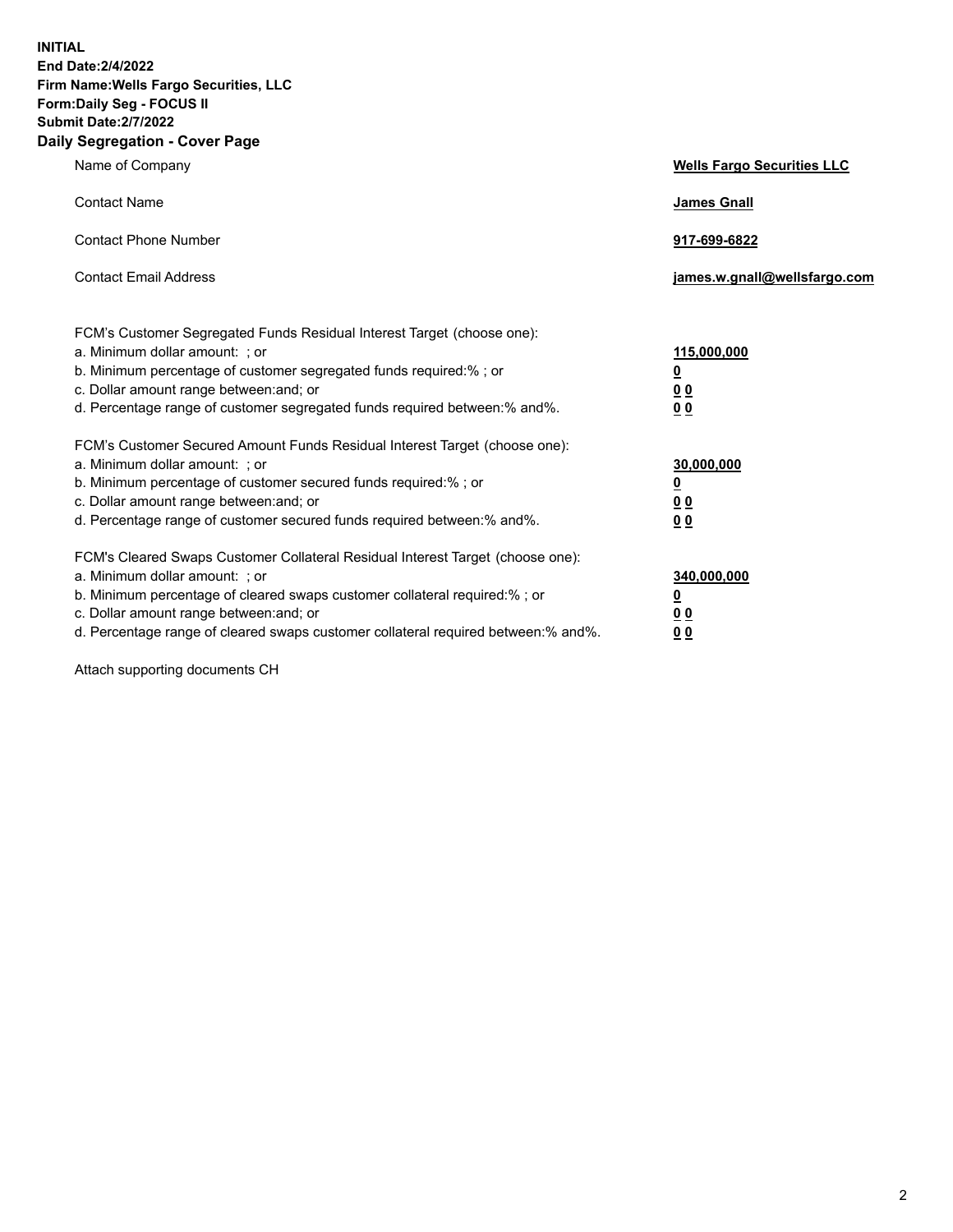**INITIAL**
**End Date:2/4/2022**
**Firm Name:Wells Fargo Securities, LLC**
**Form:Daily Seg - FOCUS II**
**Submit Date:2/7/2022**

## Daily Segregation - Cover Page

| | |
|---|---|
| Name of Company | **Wells Fargo Securities LLC** |
| Contact Name | **James Gnall** |
| Contact Phone Number | **917-699-6822** |
| Contact Email Address | **james.w.gnall@wellsfargo.com** |

| | |
|---|---|
| FCM's Customer Segregated Funds Residual Interest Target (choose one): | |
| a. Minimum dollar amount: ; or | **115,000,000** |
| b. Minimum percentage of customer segregated funds required:% ; or | **0** |
| c. Dollar amount range between:and; or | **0 0** |
| d. Percentage range of customer segregated funds required between:% and%. | **0 0** |
| FCM's Customer Secured Amount Funds Residual Interest Target (choose one): | |
| a. Minimum dollar amount: ; or | **30,000,000** |
| b. Minimum percentage of customer secured funds required:% ; or | **0** |
| c. Dollar amount range between:and; or | **0 0** |
| d. Percentage range of customer secured funds required between:% and%. | **0 0** |
| FCM's Cleared Swaps Customer Collateral Residual Interest Target (choose one): | |
| a. Minimum dollar amount: ; or | **340,000,000** |
| b. Minimum percentage of cleared swaps customer collateral required:% ; or | **0** |
| c. Dollar amount range between:and; or | **0 0** |
| d. Percentage range of cleared swaps customer collateral required between:% and%. | **0 0** |

Attach supporting documents CH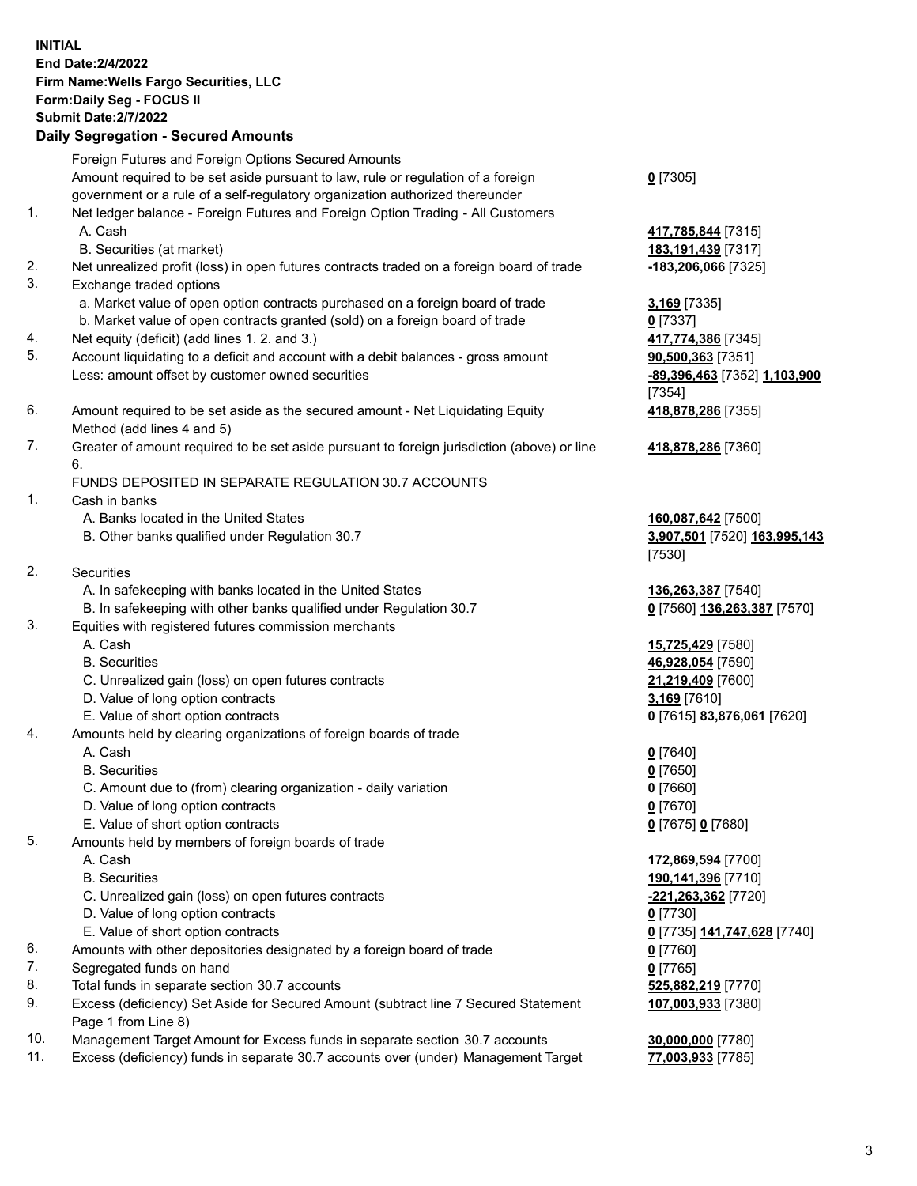**INITIAL**
**End Date:2/4/2022**
**Firm Name:Wells Fargo Securities, LLC**
**Form:Daily Seg - FOCUS II**
**Submit Date:2/7/2022**

## Daily Segregation - Secured Amounts

| | | |
|---|---|---|
| | Foreign Futures and Foreign Options Secured Amounts | |
| | Amount required to be set aside pursuant to law, rule or regulation of a foreign government or a rule of a self-regulatory organization authorized thereunder | **0** [7305] |
| 1. | Net ledger balance - Foreign Futures and Foreign Option Trading - All Customers | |
| | A. Cash | **417,785,844** [7315] |
| | B. Securities (at market) | **183,191,439** [7317] |
| 2. | Net unrealized profit (loss) in open futures contracts traded on a foreign board of trade | **-183,206,066** [7325] |
| 3. | Exchange traded options | |
| | a. Market value of open option contracts purchased on a foreign board of trade | **3,169** [7335] |
| | b. Market value of open contracts granted (sold) on a foreign board of trade | **0** [7337] |
| 4. | Net equity (deficit) (add lines 1. 2. and 3.) | **417,774,386** [7345] |
| 5. | Account liquidating to a deficit and account with a debit balances - gross amount | **90,500,363** [7351] |
| | Less: amount offset by customer owned securities | **-89,396,463** [7352] **1,103,900** [7354] |
| 6. | Amount required to be set aside as the secured amount - Net Liquidating Equity Method (add lines 4 and 5) | **418,878,286** [7355] |
| 7. | Greater of amount required to be set aside pursuant to foreign jurisdiction (above) or line 6. | **418,878,286** [7360] |
| | FUNDS DEPOSITED IN SEPARATE REGULATION 30.7 ACCOUNTS | |
| 1. | Cash in banks | |
| | A. Banks located in the United States | **160,087,642** [7500] |
| | B. Other banks qualified under Regulation 30.7 | **3,907,501** [7520] **163,995,143** [7530] |
| 2. | Securities | |
| | A. In safekeeping with banks located in the United States | **136,263,387** [7540] |
| | B. In safekeeping with other banks qualified under Regulation 30.7 | **0** [7560] **136,263,387** [7570] |
| 3. | Equities with registered futures commission merchants | |
| | A. Cash | **15,725,429** [7580] |
| | B. Securities | **46,928,054** [7590] |
| | C. Unrealized gain (loss) on open futures contracts | **21,219,409** [7600] |
| | D. Value of long option contracts | **3,169** [7610] |
| | E. Value of short option contracts | **0** [7615] **83,876,061** [7620] |
| 4. | Amounts held by clearing organizations of foreign boards of trade | |
| | A. Cash | **0** [7640] |
| | B. Securities | **0** [7650] |
| | C. Amount due to (from) clearing organization - daily variation | **0** [7660] |
| | D. Value of long option contracts | **0** [7670] |
| | E. Value of short option contracts | **0** [7675] **0** [7680] |
| 5. | Amounts held by members of foreign boards of trade | |
| | A. Cash | **172,869,594** [7700] |
| | B. Securities | **190,141,396** [7710] |
| | C. Unrealized gain (loss) on open futures contracts | **-221,263,362** [7720] |
| | D. Value of long option contracts | **0** [7730] |
| | E. Value of short option contracts | **0** [7735] **141,747,628** [7740] |
| 6. | Amounts with other depositories designated by a foreign board of trade | **0** [7760] |
| 7. | Segregated funds on hand | **0** [7765] |
| 8. | Total funds in separate section 30.7 accounts | **525,882,219** [7770] |
| 9. | Excess (deficiency) Set Aside for Secured Amount (subtract line 7 Secured Statement Page 1 from Line 8) | **107,003,933** [7380] |
| 10. | Management Target Amount for Excess funds in separate section 30.7 accounts | **30,000,000** [7780] |
| 11. | Excess (deficiency) funds in separate 30.7 accounts over (under) Management Target | **77,003,933** [7785] |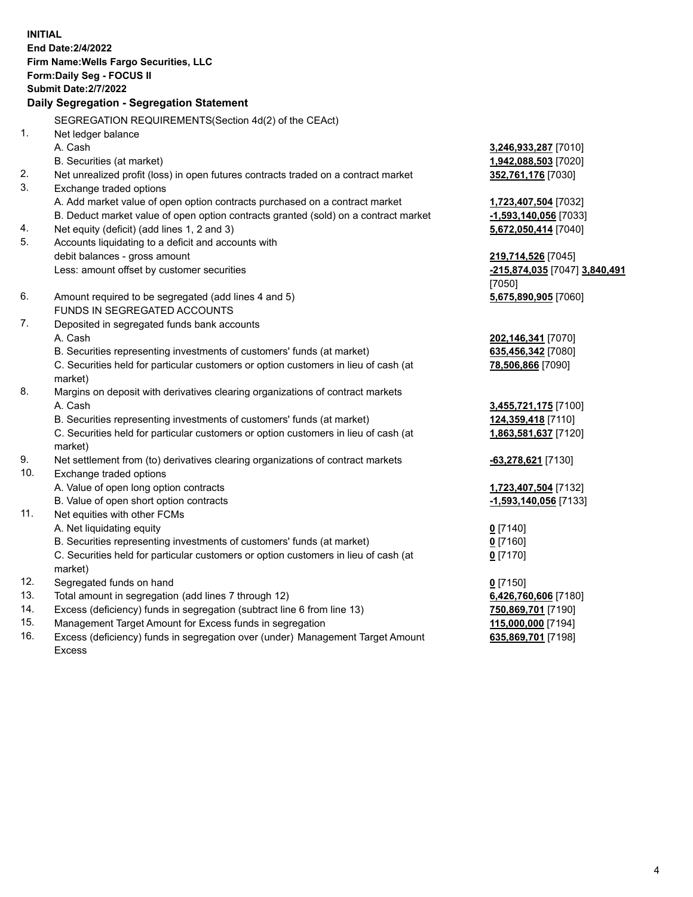**INITIAL**
**End Date:2/4/2022**
**Firm Name:Wells Fargo Securities, LLC**
**Form:Daily Seg - FOCUS II**
**Submit Date:2/7/2022**

## Daily Segregation - Segregation Statement

SEGREGATION REQUIREMENTS(Section 4d(2) of the CEAct)

| | | |
|---|---|---|
| 1. | Net ledger balance | |
| | A. Cash | 3,246,933,287 [7010] |
| | B. Securities (at market) | 1,942,088,503 [7020] |
| 2. | Net unrealized profit (loss) in open futures contracts traded on a contract market | 352,761,176 [7030] |
| 3. | Exchange traded options | |
| | A. Add market value of open option contracts purchased on a contract market | 1,723,407,504 [7032] |
| | B. Deduct market value of open option contracts granted (sold) on a contract market | -1,593,140,056 [7033] |
| 4. | Net equity (deficit) (add lines 1, 2 and 3) | 5,672,050,414 [7040] |
| 5. | Accounts liquidating to a deficit and accounts with debit balances - gross amount | 219,714,526 [7045] |
| | Less: amount offset by customer securities | -215,874,035 [7047] 3,840,491 [7050] |
| 6. | Amount required to be segregated (add lines 4 and 5) | 5,675,890,905 [7060] |
| | FUNDS IN SEGREGATED ACCOUNTS | |
| 7. | Deposited in segregated funds bank accounts | |
| | A. Cash | 202,146,341 [7070] |
| | B. Securities representing investments of customers' funds (at market) | 635,456,342 [7080] |
| | C. Securities held for particular customers or option customers in lieu of cash (at market) | 78,506,866 [7090] |
| 8. | Margins on deposit with derivatives clearing organizations of contract markets | |
| | A. Cash | 3,455,721,175 [7100] |
| | B. Securities representing investments of customers' funds (at market) | 124,359,418 [7110] |
| | C. Securities held for particular customers or option customers in lieu of cash (at market) | 1,863,581,637 [7120] |
| 9. | Net settlement from (to) derivatives clearing organizations of contract markets | -63,278,621 [7130] |
| 10. | Exchange traded options | |
| | A. Value of open long option contracts | 1,723,407,504 [7132] |
| | B. Value of open short option contracts | -1,593,140,056 [7133] |
| 11. | Net equities with other FCMs | |
| | A. Net liquidating equity | 0 [7140] |
| | B. Securities representing investments of customers' funds (at market) | 0 [7160] |
| | C. Securities held for particular customers or option customers in lieu of cash (at market) | 0 [7170] |
| 12. | Segregated funds on hand | 0 [7150] |
| 13. | Total amount in segregation (add lines 7 through 12) | 6,426,760,606 [7180] |
| 14. | Excess (deficiency) funds in segregation (subtract line 6 from line 13) | 750,869,701 [7190] |
| 15. | Management Target Amount for Excess funds in segregation | 115,000,000 [7194] |
| 16. | Excess (deficiency) funds in segregation over (under) Management Target Amount Excess | 635,869,701 [7198] |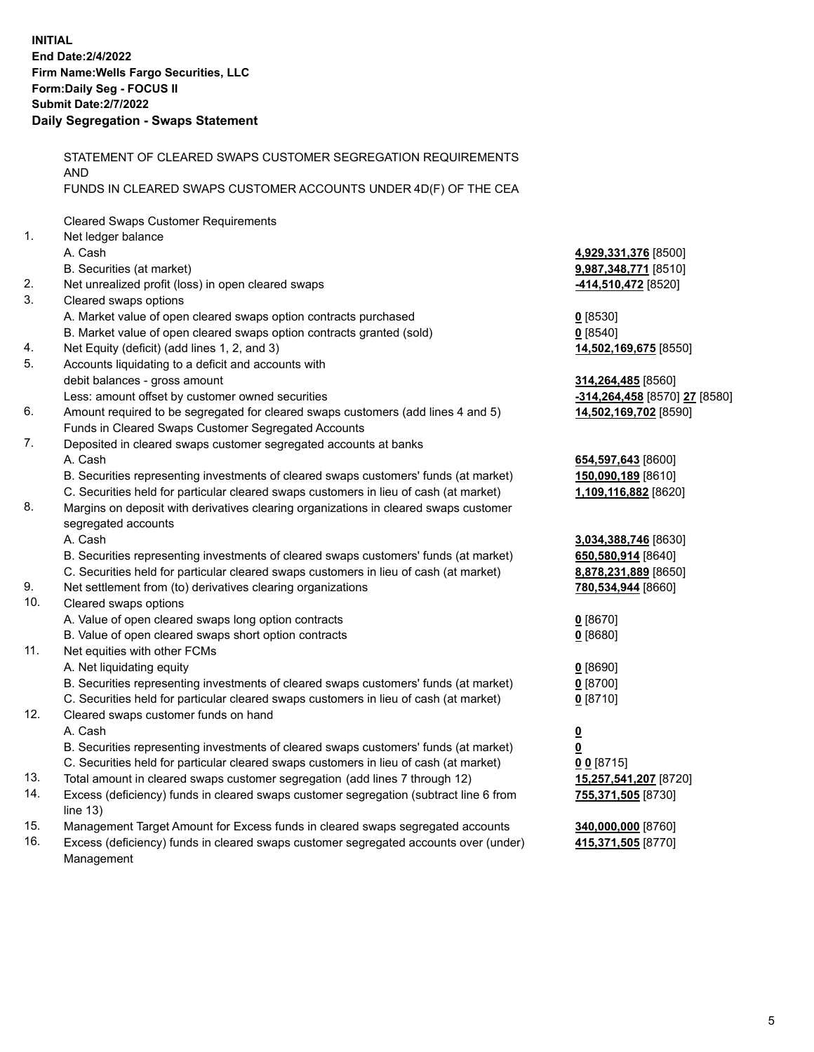**INITIAL**
**End Date:2/4/2022**
**Firm Name:Wells Fargo Securities, LLC**
**Form:Daily Seg - FOCUS II**
**Submit Date:2/7/2022**
**Daily Segregation - Swaps Statement**

STATEMENT OF CLEARED SWAPS CUSTOMER SEGREGATION REQUIREMENTS AND FUNDS IN CLEARED SWAPS CUSTOMER ACCOUNTS UNDER 4D(F) OF THE CEA

| | | |
|---|---|---|
| | Cleared Swaps Customer Requirements | |
| 1. | Net ledger balance | |
| | A. Cash | **4,929,331,376** [8500] |
| | B. Securities (at market) | **9,987,348,771** [8510] |
| 2. | Net unrealized profit (loss) in open cleared swaps | **-414,510,472** [8520] |
| 3. | Cleared swaps options | |
| | A. Market value of open cleared swaps option contracts purchased | **0** [8530] |
| | B. Market value of open cleared swaps option contracts granted (sold) | **0** [8540] |
| 4. | Net Equity (deficit) (add lines 1, 2, and 3) | **14,502,169,675** [8550] |
| 5. | Accounts liquidating to a deficit and accounts with debit balances - gross amount | **314,264,485** [8560] |
| | Less: amount offset by customer owned securities | **-314,264,458** [8570] **27** [8580] |
| 6. | Amount required to be segregated for cleared swaps customers (add lines 4 and 5) | **14,502,169,702** [8590] |
| | Funds in Cleared Swaps Customer Segregated Accounts | |
| 7. | Deposited in cleared swaps customer segregated accounts at banks | |
| | A. Cash | **654,597,643** [8600] |
| | B. Securities representing investments of cleared swaps customers' funds (at market) | **150,090,189** [8610] |
| | C. Securities held for particular cleared swaps customers in lieu of cash (at market) | **1,109,116,882** [8620] |
| 8. | Margins on deposit with derivatives clearing organizations in cleared swaps customer segregated accounts | |
| | A. Cash | **3,034,388,746** [8630] |
| | B. Securities representing investments of cleared swaps customers' funds (at market) | **650,580,914** [8640] |
| | C. Securities held for particular cleared swaps customers in lieu of cash (at market) | **8,878,231,889** [8650] |
| 9. | Net settlement from (to) derivatives clearing organizations | **780,534,944** [8660] |
| 10. | Cleared swaps options | |
| | A. Value of open cleared swaps long option contracts | **0** [8670] |
| | B. Value of open cleared swaps short option contracts | **0** [8680] |
| 11. | Net equities with other FCMs | |
| | A. Net liquidating equity | **0** [8690] |
| | B. Securities representing investments of cleared swaps customers' funds (at market) | **0** [8700] |
| | C. Securities held for particular cleared swaps customers in lieu of cash (at market) | **0** [8710] |
| 12. | Cleared swaps customer funds on hand | |
| | A. Cash | **0** |
| | B. Securities representing investments of cleared swaps customers' funds (at market) | **0** |
| | C. Securities held for particular cleared swaps customers in lieu of cash (at market) | **0** **0** [8715] |
| 13. | Total amount in cleared swaps customer segregation (add lines 7 through 12) | **15,257,541,207** [8720] |
| 14. | Excess (deficiency) funds in cleared swaps customer segregation (subtract line 6 from line 13) | **755,371,505** [8730] |
| 15. | Management Target Amount for Excess funds in cleared swaps segregated accounts | **340,000,000** [8760] |
| 16. | Excess (deficiency) funds in cleared swaps customer segregated accounts over (under) Management | **415,371,505** [8770] |